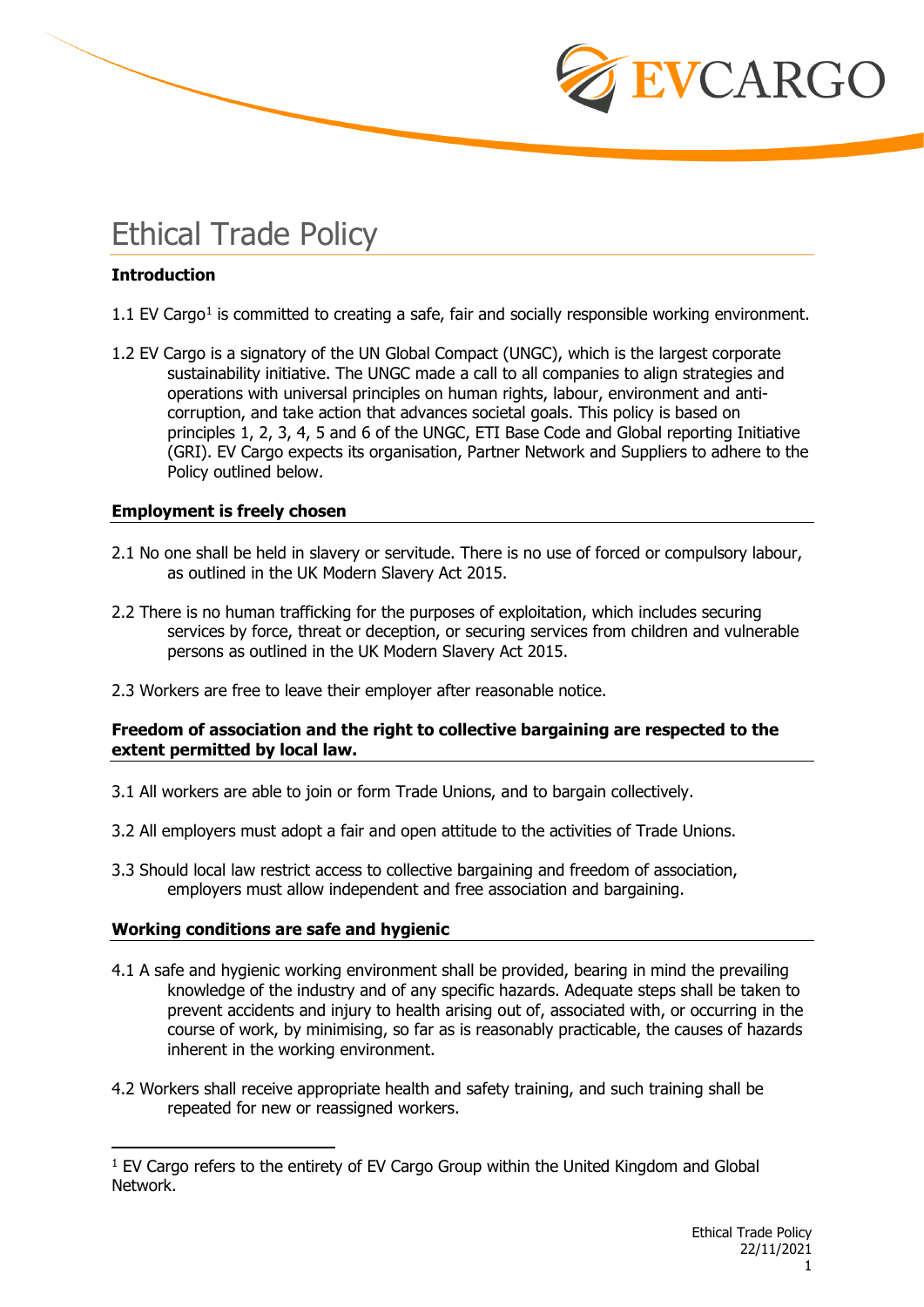# Ethical Trade Policy

**Introduction**

1.1 EV Cargo[1] is committed to creating a safe, fair and socially responsible working environment.

1.2 EV Cargo is a signatory of the UN Global Compact (UNGC), which is the largest corporate sustainability initiative. The UNGC made a call to all companies to align strategies and operations with universal principles on human rights, labour, environment and anti-corruption, and take action that advances societal goals. This policy is based on principles 1, 2, 3, 4, 5 and 6 of the UNGC, ETI Base Code and Global reporting Initiative (GRI). EV Cargo expects its organisation, Partner Network and Suppliers to adhere to the Policy outlined below.

**Employment is freely chosen**

2.1 No one shall be held in slavery or servitude. There is no use of forced or compulsory labour, as outlined in the UK Modern Slavery Act 2015.

2.2 There is no human trafficking for the purposes of exploitation, which includes securing services by force, threat or deception, or securing services from children and vulnerable persons as outlined in the UK Modern Slavery Act 2015.

2.3 Workers are free to leave their employer after reasonable notice.

**Freedom of association and the right to collective bargaining are respected to the extent permitted by local law.**

3.1 All workers are able to join or form Trade Unions, and to bargain collectively.

3.2 All employers must adopt a fair and open attitude to the activities of Trade Unions.

3.3 Should local law restrict access to collective bargaining and freedom of association, employers must allow independent and free association and bargaining.

**Working conditions are safe and hygienic**

4.1 A safe and hygienic working environment shall be provided, bearing in mind the prevailing knowledge of the industry and of any specific hazards. Adequate steps shall be taken to prevent accidents and injury to health arising out of, associated with, or occurring in the course of work, by minimising, so far as is reasonably practicable, the causes of hazards inherent in the working environment.

4.2 Workers shall receive appropriate health and safety training, and such training shall be repeated for new or reassigned workers.

[1] EV Cargo refers to the entirety of EV Cargo Group within the United Kingdom and Global Network.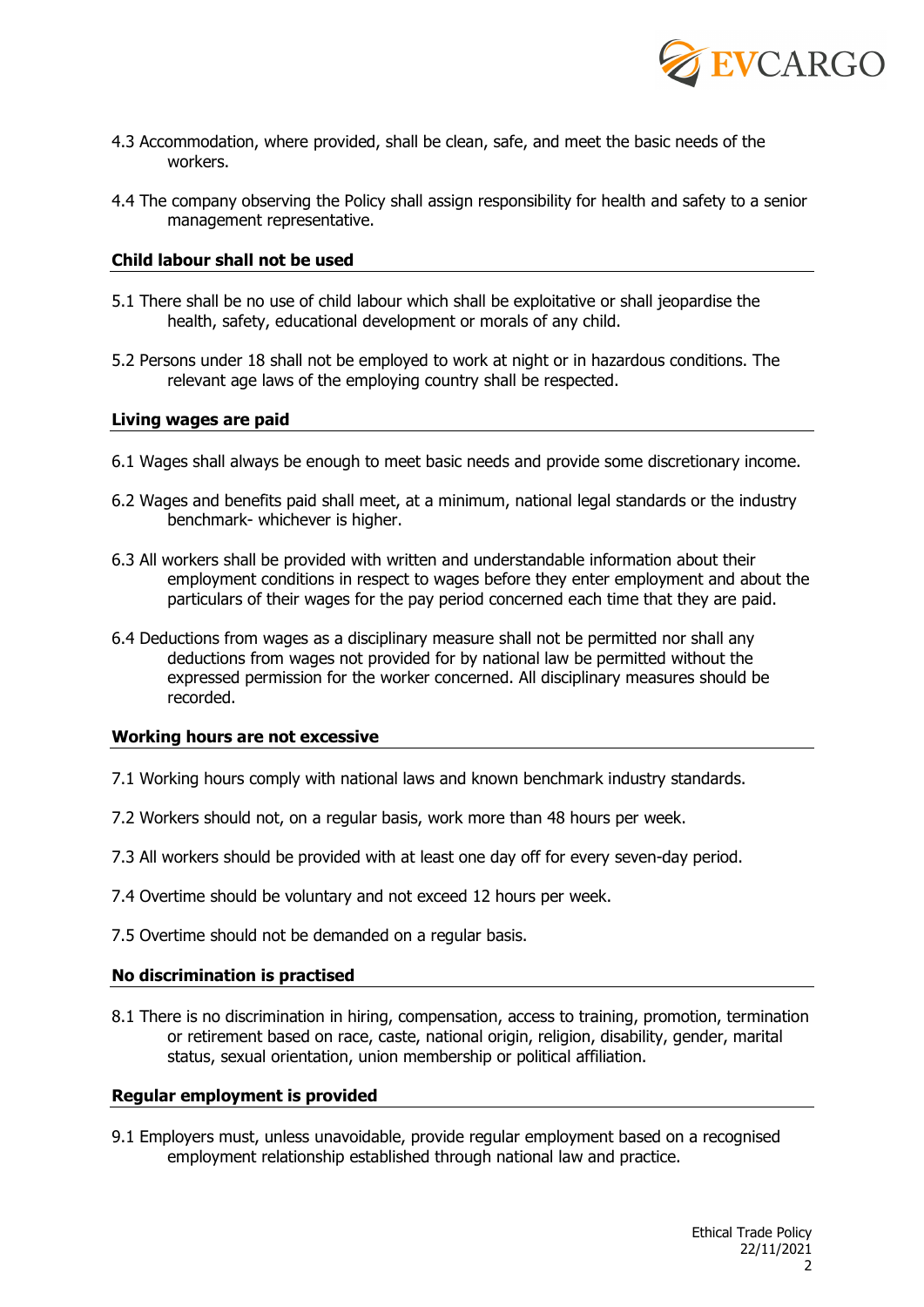4.3 Accommodation, where provided, shall be clean, safe, and meet the basic needs of the workers.

4.4 The company observing the Policy shall assign responsibility for health and safety to a senior management representative.

## Child labour shall not be used

5.1 There shall be no use of child labour which shall be exploitative or shall jeopardise the health, safety, educational development or morals of any child.

5.2 Persons under 18 shall not be employed to work at night or in hazardous conditions. The relevant age laws of the employing country shall be respected.

## Living wages are paid

6.1 Wages shall always be enough to meet basic needs and provide some discretionary income.

6.2 Wages and benefits paid shall meet, at a minimum, national legal standards or the industry benchmark- whichever is higher.

6.3 All workers shall be provided with written and understandable information about their employment conditions in respect to wages before they enter employment and about the particulars of their wages for the pay period concerned each time that they are paid.

6.4 Deductions from wages as a disciplinary measure shall not be permitted nor shall any deductions from wages not provided for by national law be permitted without the expressed permission for the worker concerned. All disciplinary measures should be recorded.

## Working hours are not excessive

7.1 Working hours comply with national laws and known benchmark industry standards.

7.2 Workers should not, on a regular basis, work more than 48 hours per week.

7.3 All workers should be provided with at least one day off for every seven-day period.

7.4 Overtime should be voluntary and not exceed 12 hours per week.

7.5 Overtime should not be demanded on a regular basis.

## No discrimination is practised

8.1 There is no discrimination in hiring, compensation, access to training, promotion, termination or retirement based on race, caste, national origin, religion, disability, gender, marital status, sexual orientation, union membership or political affiliation.

## Regular employment is provided

9.1 Employers must, unless unavoidable, provide regular employment based on a recognised employment relationship established through national law and practice.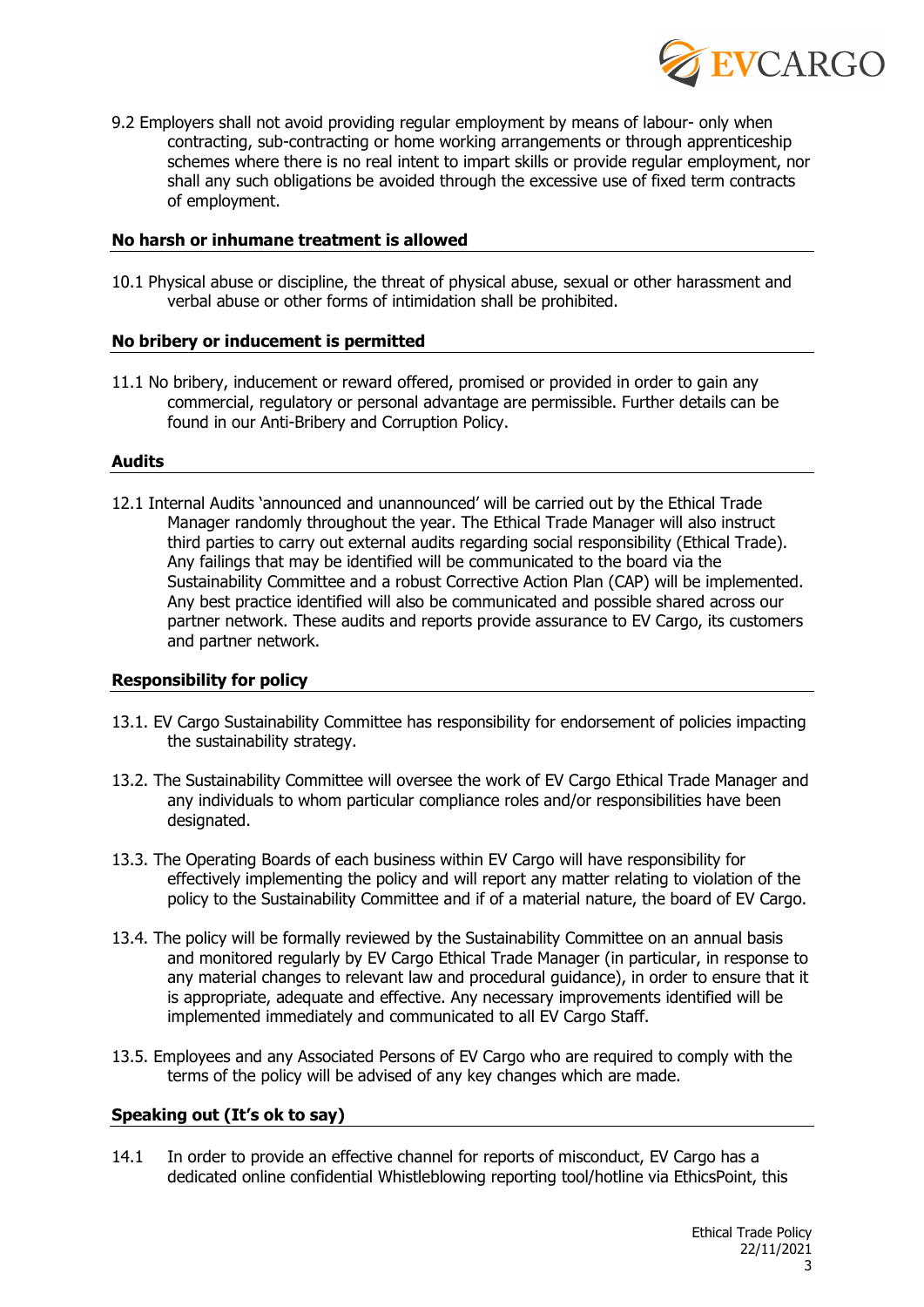9.2 Employers shall not avoid providing regular employment by means of labour- only when contracting, sub-contracting or home working arrangements or through apprenticeship schemes where there is no real intent to impart skills or provide regular employment, nor shall any such obligations be avoided through the excessive use of fixed term contracts of employment.

## No harsh or inhumane treatment is allowed

10.1 Physical abuse or discipline, the threat of physical abuse, sexual or other harassment and verbal abuse or other forms of intimidation shall be prohibited.

## No bribery or inducement is permitted

11.1 No bribery, inducement or reward offered, promised or provided in order to gain any commercial, regulatory or personal advantage are permissible. Further details can be found in our Anti-Bribery and Corruption Policy.

## Audits

12.1 Internal Audits 'announced and unannounced' will be carried out by the Ethical Trade Manager randomly throughout the year. The Ethical Trade Manager will also instruct third parties to carry out external audits regarding social responsibility (Ethical Trade). Any failings that may be identified will be communicated to the board via the Sustainability Committee and a robust Corrective Action Plan (CAP) will be implemented. Any best practice identified will also be communicated and possible shared across our partner network. These audits and reports provide assurance to EV Cargo, its customers and partner network.

## Responsibility for policy

13.1. EV Cargo Sustainability Committee has responsibility for endorsement of policies impacting the sustainability strategy.

13.2. The Sustainability Committee will oversee the work of EV Cargo Ethical Trade Manager and any individuals to whom particular compliance roles and/or responsibilities have been designated.

13.3. The Operating Boards of each business within EV Cargo will have responsibility for effectively implementing the policy and will report any matter relating to violation of the policy to the Sustainability Committee and if of a material nature, the board of EV Cargo.

13.4. The policy will be formally reviewed by the Sustainability Committee on an annual basis and monitored regularly by EV Cargo Ethical Trade Manager (in particular, in response to any material changes to relevant law and procedural guidance), in order to ensure that it is appropriate, adequate and effective. Any necessary improvements identified will be implemented immediately and communicated to all EV Cargo Staff.

13.5. Employees and any Associated Persons of EV Cargo who are required to comply with the terms of the policy will be advised of any key changes which are made.

## Speaking out (It's ok to say)

14.1 In order to provide an effective channel for reports of misconduct, EV Cargo has a dedicated online confidential Whistleblowing reporting tool/hotline via EthicsPoint, this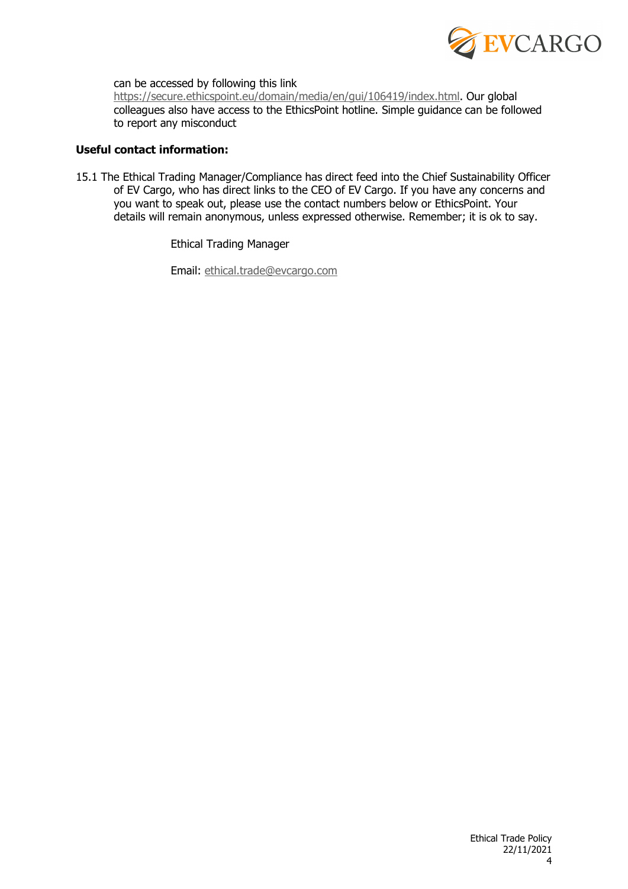can be accessed by following this link https://secure.ethicspoint.eu/domain/media/en/gui/106419/index.html. Our global colleagues also have access to the EthicsPoint hotline. Simple guidance can be followed to report any misconduct

**Useful contact information:**

15.1 The Ethical Trading Manager/Compliance has direct feed into the Chief Sustainability Officer of EV Cargo, who has direct links to the CEO of EV Cargo. If you have any concerns and you want to speak out, please use the contact numbers below or EthicsPoint. Your details will remain anonymous, unless expressed otherwise. Remember; it is ok to say.

Ethical Trading Manager

Email: ethical.trade@evcargo.com